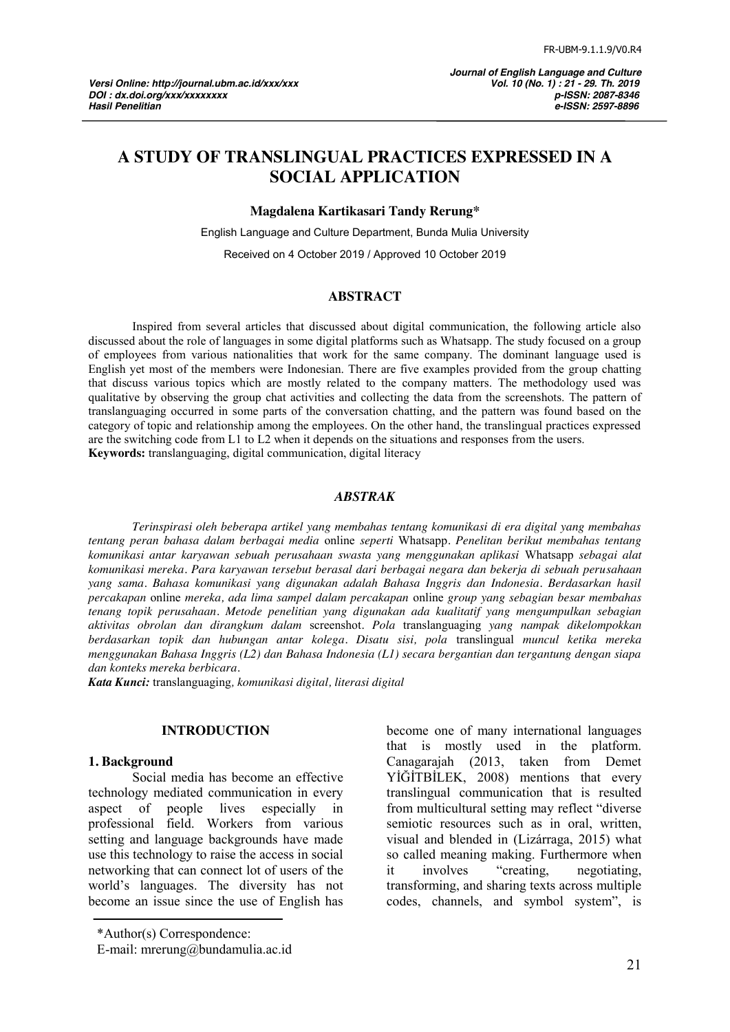# A STUDY OF TRANSLINGUAL PRACTICES EXPRESSED IN A SOCIAL APPLICATION

**Magdalena Kartikasari Tandy Rerung***

English Language and Culture Department, Bunda Mulia University

Received on 4 October 2019 / Approved 10 October 2019

## ABSTRACT

Inspired from several articles that discussed about digital communication, the following article also discussed about the role of languages in some digital platforms such as Whatsapp. The study focused on a group of employees from various nationalities that work for the same company. The dominant language used is English yet most of the members were Indonesian. There are five examples provided from the group chatting that discuss various topics which are mostly related to the company matters. The methodology used was qualitative by observing the group chat activities and collecting the data from the screenshots. The pattern of translanguaging occurred in some parts of the conversation chatting, and the pattern was found based on the category of topic and relationship among the employees. On the other hand, the translingual practices expressed are the switching code from L1 to L2 when it depends on the situations and responses from the users.

**Keywords:** translanguaging, digital communication, digital literacy

## *ABSTRAK*

*Terinspirasi oleh beberapa artikel yang membahas tentang komunikasi di era digital yang membahas tentang peran bahasa dalam berbagai media* online *seperti* Whatsapp. *Penelitan berikut membahas tentang komunikasi antar karyawan sebuah perusahaan swasta yang menggunakan aplikasi* Whatsapp *sebagai alat komunikasi mereka. Para karyawan tersebut berasal dari berbagai negara dan bekerja di sebuah perusahaan yang sama. Bahasa komunikasi yang digunakan adalah Bahasa Inggris dan Indonesia. Berdasarkan hasil percakapan* online *mereka, ada lima sampel dalam percakapan* online *group yang sebagian besar membahas tenang topik perusahaan. Metode penelitian yang digunakan ada kualitatif yang mengumpulkan sebagian aktivitas obrolan dan dirangkum dalam* screenshot. *Pola* translanguaging *yang nampak dikelompokkan berdasarkan topik dan hubungan antar kolega. Disatu sisi, pola* translingual *muncul ketika mereka menggunakan Bahasa Inggris (L2) dan Bahasa Indonesia (L1) secara bergantian dan tergantung dengan siapa dan konteks mereka berbicara.*

***Kata Kunci:*** translanguaging*, komunikasi digital, literasi digital*

## INTRODUCTION

### 1. Background

Social media has become an effective technology mediated communication in every aspect of people lives especially in professional field. Workers from various setting and language backgrounds have made use this technology to raise the access in social networking that can connect lot of users of the world's languages. The diversity has not become an issue since the use of English has become one of many international languages that is mostly used in the platform. Canagarajah (2013, taken from Demet YİĞİTBİLEK, 2008) mentions that every translingual communication that is resulted from multicultural setting may reflect "diverse semiotic resources such as in oral, written, visual and blended in (Lizárraga, 2015) what so called meaning making. Furthermore when it involves "creating, negotiating, transforming, and sharing texts across multiple codes, channels, and symbol system", is

*Author(s) Correspondence:
E-mail: mrerung@bundamulia.ac.id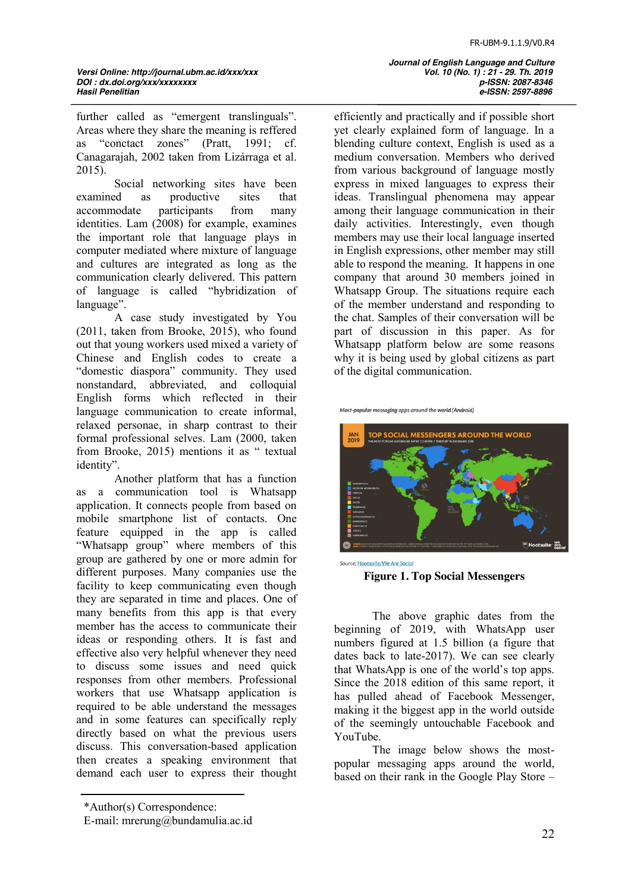further called as "emergent translinguals". Areas where they share the meaning is reffered as "conctact zones" (Pratt, 1991; cf. Canagarajah, 2002 taken from Lizárraga et al. 2015).

Social networking sites have been examined as productive sites that accommodate participants from many identities. Lam (2008) for example, examines the important role that language plays in computer mediated where mixture of language and cultures are integrated as long as the communication clearly delivered. This pattern of language is called "hybridization of language".

A case study investigated by You (2011, taken from Brooke, 2015), who found out that young workers used mixed a variety of Chinese and English codes to create a "domestic diaspora" community. They used nonstandard, abbreviated, and colloquial English forms which reflected in their language communication to create informal, relaxed personae, in sharp contrast to their formal professional selves. Lam (2000, taken from Brooke, 2015) mentions it as " textual identity".

Another platform that has a function as a communication tool is Whatsapp application. It connects people from based on mobile smartphone list of contacts. One feature equipped in the app is called "Whatsapp group" where members of this group are gathered by one or more admin for different purposes. Many companies use the facility to keep communicating even though they are separated in time and places. One of many benefits from this app is that every member has the access to communicate their ideas or responding others. It is fast and effective also very helpful whenever they need to discuss some issues and need quick responses from other members. Professional workers that use Whatsapp application is required to be able understand the messages and in some features can specifically reply directly based on what the previous users discuss. This conversation-based application then creates a speaking environment that demand each user to express their thought efficiently and practically and if possible short yet clearly explained form of language. In a blending culture context, English is used as a medium conversation. Members who derived from various background of language mostly express in mixed languages to express their ideas. Translingual phenomena may appear among their language communication in their daily activities. Interestingly, even though members may use their local language inserted in English expressions, other member may still able to respond the meaning. It happens in one company that around 30 members joined in Whatsapp Group. The situations require each of the member understand and responding to the chat. Samples of their conversation will be part of discussion in this paper. As for Whatsapp platform below are some reasons why it is being used by global citizens as part of the digital communication.

Most-popular messaging apps around the world (Android)

Source: Hootsuite/We Are Social

**Figure 1. Top Social Messengers**

The above graphic dates from the beginning of 2019, with WhatsApp user numbers figured at 1.5 billion (a figure that dates back to late-2017). We can see clearly that WhatsApp is one of the world's top apps. Since the 2018 edition of this same report, it has pulled ahead of Facebook Messenger, making it the biggest app in the world outside of the seemingly untouchable Facebook and YouTube.

The image below shows the most-popular messaging apps around the world, based on their rank in the Google Play Store –

*Author(s) Correspondence:
E-mail: mrerung@bundamulia.ac.id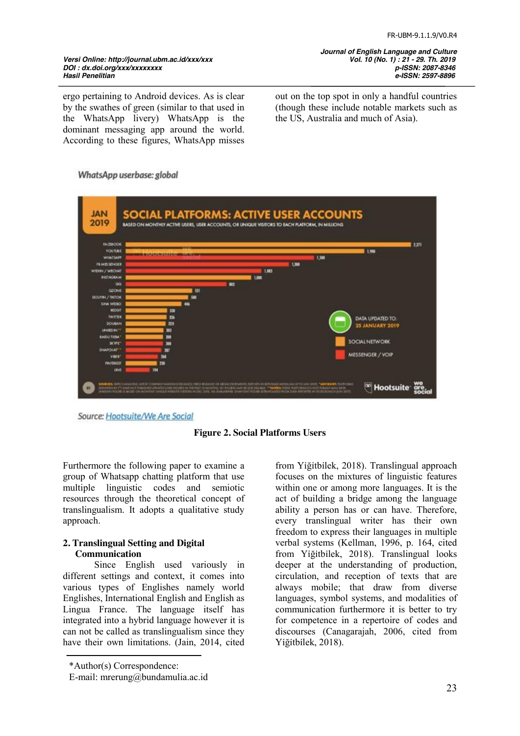ergo pertaining to Android devices. As is clear by the swathes of green (similar to that used in the WhatsApp livery) WhatsApp is the dominant messaging app around the world. According to these figures, WhatsApp misses out on the top spot in only a handful countries (though these include notable markets such as the US, Australia and much of Asia).

*WhatsApp userbase: global*

Source: Hootsuite/We Are Social

**Figure 2. Social Platforms Users**

Furthermore the following paper to examine a group of Whatsapp chatting platform that use multiple linguistic codes and semiotic resources through the theoretical concept of translingualism. It adopts a qualitative study approach.

## 2. Translingual Setting and Digital Communication

Since English used variously in different settings and context, it comes into various types of Englishes namely world Englishes, International English and English as Lingua France. The language itself has integrated into a hybrid language however it is can not be called as translingualism since they have their own limitations. (Jain, 2014, cited from Yiğitbilek, 2018). Translingual approach focuses on the mixtures of linguistic features within one or among more languages. It is the act of building a bridge among the language ability a person has or can have. Therefore, every translingual writer has their own freedom to express their languages in multiple verbal systems (Kellman, 1996, p. 164, cited from Yiğitbilek, 2018). Translingual looks deeper at the understanding of production, circulation, and reception of texts that are always mobile; that draw from diverse languages, symbol systems, and modalities of communication furthermore it is better to try for competence in a repertoire of codes and discourses (Canagarajah, 2006, cited from Yiğitbilek, 2018).

*Author(s) Correspondence:
E-mail: mrerung@bundamulia.ac.id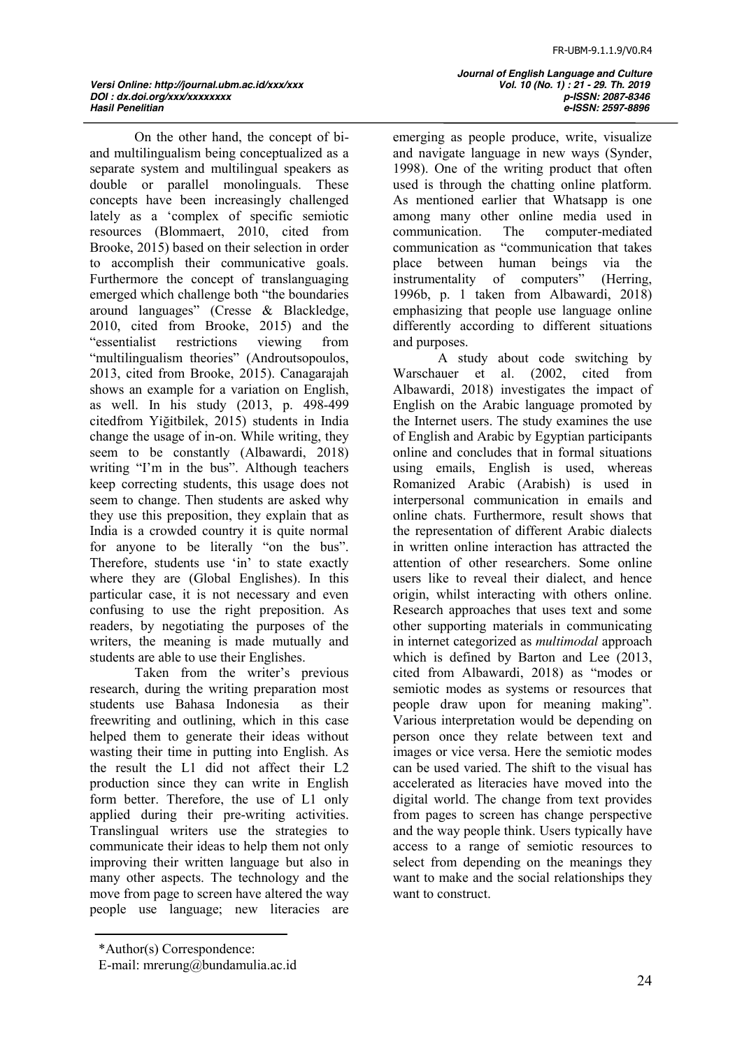On the other hand, the concept of bi-and multilingualism being conceptualized as a separate system and multilingual speakers as double or parallel monolinguals. These concepts have been increasingly challenged lately as a 'complex of specific semiotic resources (Blommaert, 2010, cited from Brooke, 2015) based on their selection in order to accomplish their communicative goals. Furthermore the concept of translanguaging emerged which challenge both "the boundaries around languages" (Cresse & Blackledge, 2010, cited from Brooke, 2015) and the "essentialist restrictions viewing from "multilingualism theories" (Androutsopoulos, 2013, cited from Brooke, 2015). Canagarajah shows an example for a variation on English, as well. In his study (2013, p. 498-499 citedfrom Yiğitbilek, 2015) students in India change the usage of in-on. While writing, they seem to be constantly (Albawardi, 2018) writing "I'm in the bus". Although teachers keep correcting students, this usage does not seem to change. Then students are asked why they use this preposition, they explain that as India is a crowded country it is quite normal for anyone to be literally "on the bus". Therefore, students use 'in' to state exactly where they are (Global Englishes). In this particular case, it is not necessary and even confusing to use the right preposition. As readers, by negotiating the purposes of the writers, the meaning is made mutually and students are able to use their Englishes.

Taken from the writer's previous research, during the writing preparation most students use Bahasa Indonesia as their freewriting and outlining, which in this case helped them to generate their ideas without wasting their time in putting into English. As the result the L1 did not affect their L2 production since they can write in English form better. Therefore, the use of L1 only applied during their pre-writing activities. Translingual writers use the strategies to communicate their ideas to help them not only improving their written language but also in many other aspects. The technology and the move from page to screen have altered the way people use language; new literacies are emerging as people produce, write, visualize and navigate language in new ways (Synder, 1998). One of the writing product that often used is through the chatting online platform. As mentioned earlier that Whatsapp is one among many other online media used in communication. The computer-mediated communication as "communication that takes place between human beings via the instrumentality of computers" (Herring, 1996b, p. 1 taken from Albawardi, 2018) emphasizing that people use language online differently according to different situations and purposes.

A study about code switching by Warschauer et al. (2002, cited from Albawardi, 2018) investigates the impact of English on the Arabic language promoted by the Internet users. The study examines the use of English and Arabic by Egyptian participants online and concludes that in formal situations using emails, English is used, whereas Romanized Arabic (Arabish) is used in interpersonal communication in emails and online chats. Furthermore, result shows that the representation of different Arabic dialects in written online interaction has attracted the attention of other researchers. Some online users like to reveal their dialect, and hence origin, whilst interacting with others online. Research approaches that uses text and some other supporting materials in communicating in internet categorized as *multimodal* approach which is defined by Barton and Lee (2013, cited from Albawardi, 2018) as "modes or semiotic modes as systems or resources that people draw upon for meaning making". Various interpretation would be depending on person once they relate between text and images or vice versa. Here the semiotic modes can be used varied. The shift to the visual has accelerated as literacies have moved into the digital world. The change from text provides from pages to screen has change perspective and the way people think. Users typically have access to a range of semiotic resources to select from depending on the meanings they want to make and the social relationships they want to construct.

*Author(s) Correspondence:
E-mail: mrerung@bundamulia.ac.id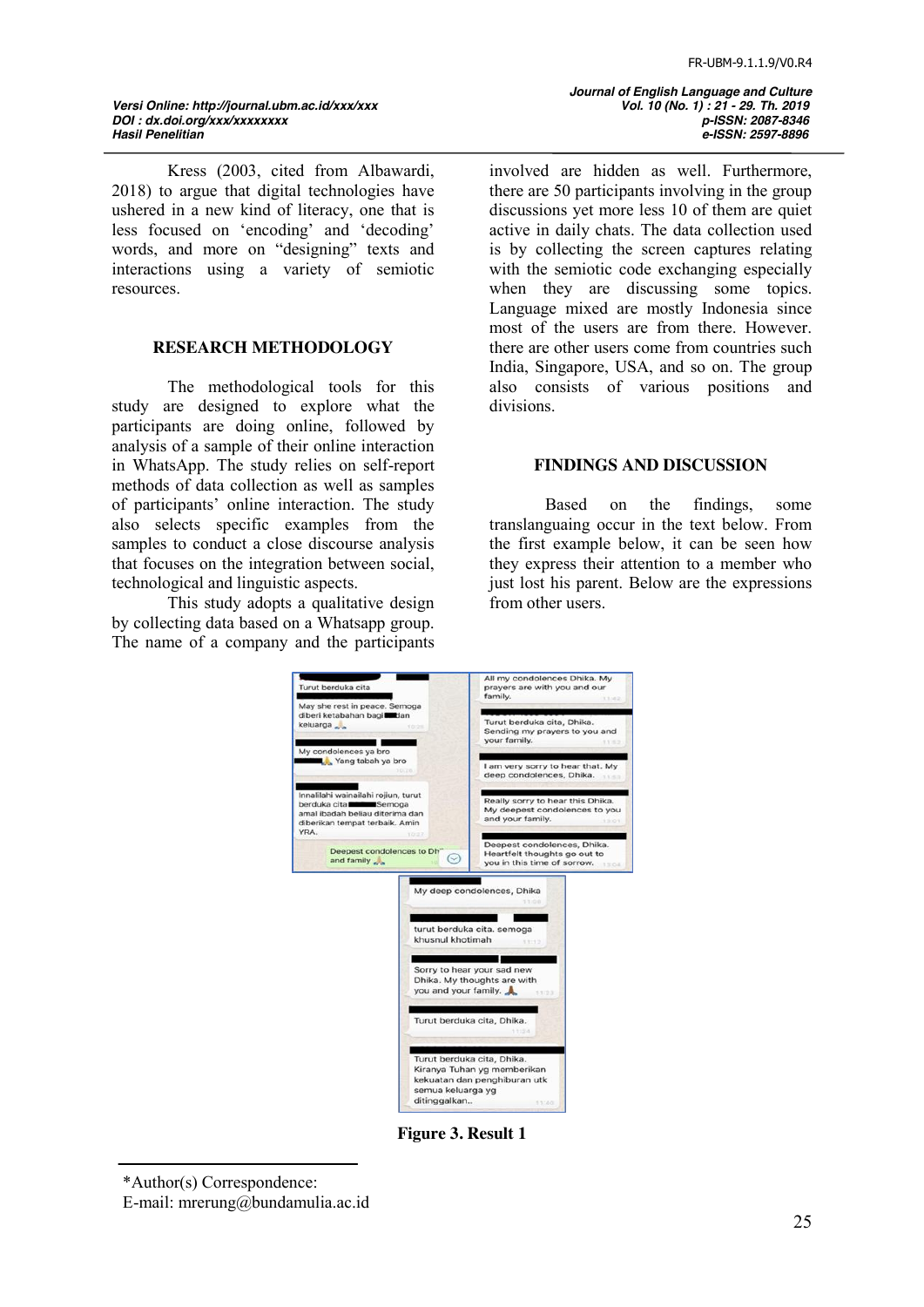Kress (2003, cited from Albawardi, 2018) to argue that digital technologies have ushered in a new kind of literacy, one that is less focused on 'encoding' and 'decoding' words, and more on "designing" texts and interactions using a variety of semiotic resources.

## RESEARCH METHODOLOGY

The methodological tools for this study are designed to explore what the participants are doing online, followed by analysis of a sample of their online interaction in WhatsApp. The study relies on self-report methods of data collection as well as samples of participants' online interaction. The study also selects specific examples from the samples to conduct a close discourse analysis that focuses on the integration between social, technological and linguistic aspects.

This study adopts a qualitative design by collecting data based on a Whatsapp group. The name of a company and the participants involved are hidden as well. Furthermore, there are 50 participants involving in the group discussions yet more less 10 of them are quiet active in daily chats. The data collection used is by collecting the screen captures relating with the semiotic code exchanging especially when they are discussing some topics. Language mixed are mostly Indonesia since most of the users are from there. However. there are other users come from countries such India, Singapore, USA, and so on. The group also consists of various positions and divisions.

## FINDINGS AND DISCUSSION

Based on the findings, some translanguaing occur in the text below. From the first example below, it can be seen how they express their attention to a member who just lost his parent. Below are the expressions from other users.

**Figure 3. Result 1**

*Author(s) Correspondence:
E-mail: mrerung@bundamulia.ac.id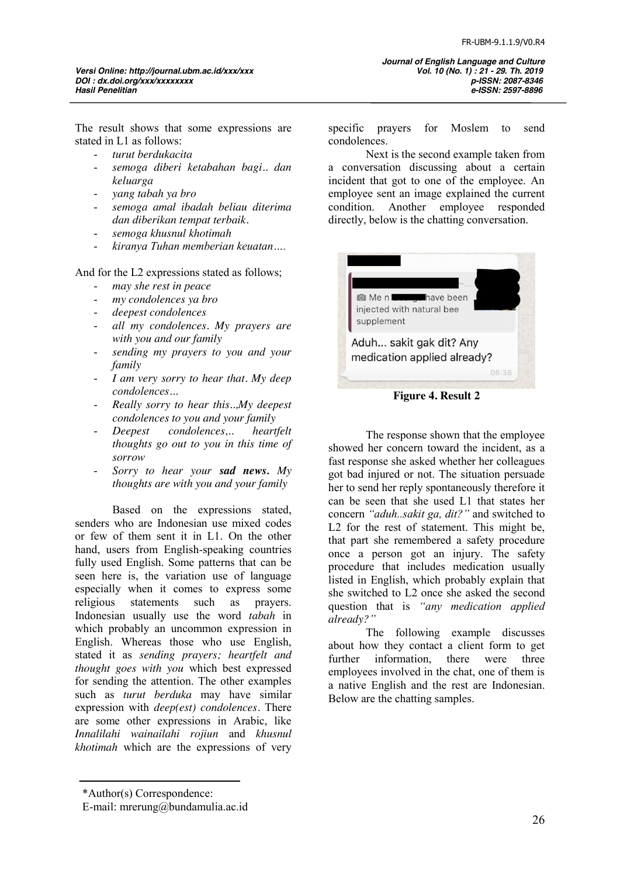The result shows that some expressions are stated in L1 as follows:

- *turut berdukacita*
- *semoga diberi ketabahan bagi.. dan keluarga*
- *yang tabah ya bro*
- *semoga amal ibadah beliau diterima dan diberikan tempat terbaik.*
- *semoga khusnul khotimah*
- *kiranya Tuhan memberian keuatan….*

And for the L2 expressions stated as follows;

- *may she rest in peace*
- *my condolences ya bro*
- *deepest condolences*
- *all my condolences. My prayers are with you and our family*
- *sending my prayers to you and your family*
- *I am very sorry to hear that. My deep condolences…*
- *Really sorry to hear this..,My deepest condolences to you and your family*
- *Deepest condolences,.. heartfelt thoughts go out to you in this time of sorrow*
- *Sorry to hear your **sad news**. My thoughts are with you and your family*

Based on the expressions stated, senders who are Indonesian use mixed codes or few of them sent it in L1. On the other hand, users from English-speaking countries fully used English. Some patterns that can be seen here is, the variation use of language especially when it comes to express some religious statements such as prayers. Indonesian usually use the word *tabah* in which probably an uncommon expression in English. Whereas those who use English, stated it as *sending prayers; heartfelt and thought goes with you* which best expressed for sending the attention. The other examples such as *turut berduka* may have similar expression with *deep(est) condolences*. There are some other expressions in Arabic, like *Innalilahi wainailahi rojiun* and *khusnul khotimah* which are the expressions of very specific prayers for Moslem to send condolences.

Next is the second example taken from a conversation discussing about a certain incident that got to one of the employee. An employee sent an image explained the current condition. Another employee responded directly, below is the chatting conversation.

**Figure 4. Result 2**

The response shown that the employee showed her concern toward the incident, as a fast response she asked whether her colleagues got bad injured or not. The situation persuade her to send her reply spontaneously therefore it can be seen that she used L1 that states her concern *"aduh..sakit ga, dit?"* and switched to L2 for the rest of statement. This might be, that part she remembered a safety procedure once a person got an injury. The safety procedure that includes medication usually listed in English, which probably explain that she switched to L2 once she asked the second question that is *"any medication applied already?"*

The following example discusses about how they contact a client form to get further information, there were three employees involved in the chat, one of them is a native English and the rest are Indonesian. Below are the chatting samples.

*Author(s) Correspondence:
E-mail: mrerung@bundamulia.ac.id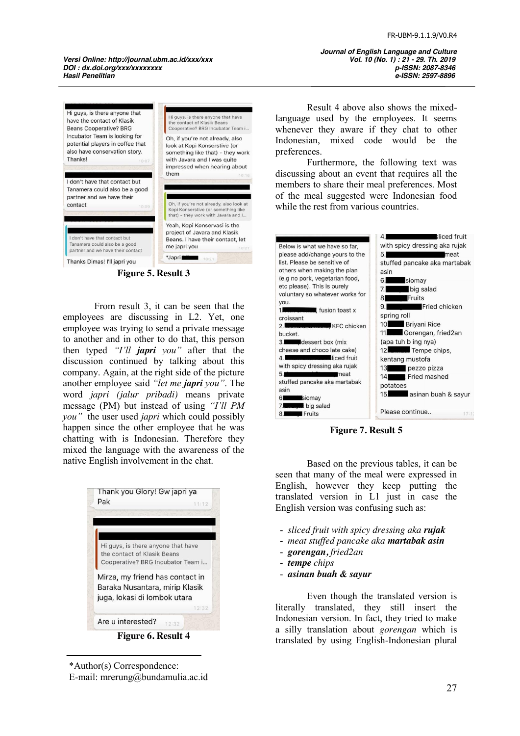Figure 5. Result 3

From result 3, it can be seen that the employees are discussing in L2. Yet, one employee was trying to send a private message to another and in other to do that, this person then typed *"I'll **japri** you"* after that the discussion continued by talking about this company. Again, at the right side of the picture another employee said *"let me **japri** you"*. The word *japri (jalur pribadi)* means private message (PM) but instead of using *"I'll PM you"* the user used *japri* which could possibly happen since the other employee that he was chatting with is Indonesian. Therefore they mixed the language with the awareness of the native English involvement in the chat.

Figure 6. Result 4

Result 4 above also shows the mixed-language used by the employees. It seems whenever they aware if they chat to other Indonesian, mixed code would be the preferences.

Furthermore, the following text was discussing about an event that requires all the members to share their meal preferences. Most of the meal suggested were Indonesian food while the rest from various countries.

Figure 7. Result 5

Based on the previous tables, it can be seen that many of the meal were expressed in English, however they keep putting the translated version in L1 just in case the English version was confusing such as:

- *sliced fruit with spicy dressing aka **rujak***
- *meat stuffed pancake aka **martabak asin***
- ***gorengan**, fried2an*
- ***tempe** chips*
- ***asinan buah & sayur***

Even though the translated version is literally translated, they still insert the Indonesian version. In fact, they tried to make a silly translation about *gorengan* which is translated by using English-Indonesian plural

*Author(s) Correspondence:
E-mail: mrerung@bundamulia.ac.id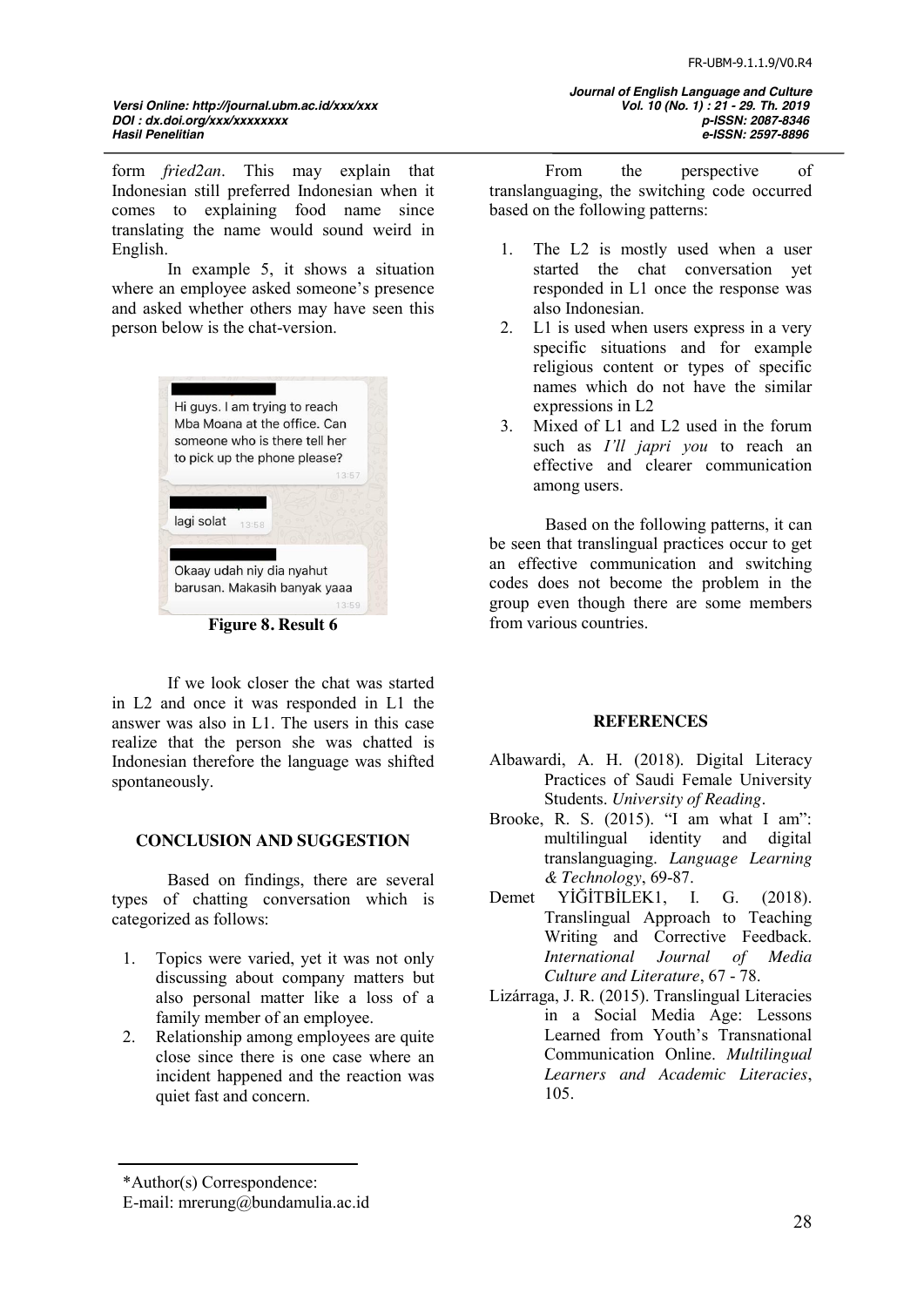form *fried2an*. This may explain that Indonesian still preferred Indonesian when it comes to explaining food name since translating the name would sound weird in English.

In example 5, it shows a situation where an employee asked someone's presence and asked whether others may have seen this person below is the chat-version.

Hi guys. I am trying to reach Mba Moana at the office. Can someone who is there tell her to pick up the phone please?
13:57

lagi solat 13:58

Okaay udah niy dia nyahut barusan. Makasih banyak yaaa
13:59

**Figure 8. Result 6**

If we look closer the chat was started in L2 and once it was responded in L1 the answer was also in L1. The users in this case realize that the person she was chatted is Indonesian therefore the language was shifted spontaneously.

## CONCLUSION AND SUGGESTION

Based on findings, there are several types of chatting conversation which is categorized as follows:

1. Topics were varied, yet it was not only discussing about company matters but also personal matter like a loss of a family member of an employee.
2. Relationship among employees are quite close since there is one case where an incident happened and the reaction was quiet fast and concern.

From the perspective of translanguaging, the switching code occurred based on the following patterns:

1. The L2 is mostly used when a user started the chat conversation yet responded in L1 once the response was also Indonesian.
2. L1 is used when users express in a very specific situations and for example religious content or types of specific names which do not have the similar expressions in L2
3. Mixed of L1 and L2 used in the forum such as *I'll japri you* to reach an effective and clearer communication among users.

Based on the following patterns, it can be seen that translingual practices occur to get an effective communication and switching codes does not become the problem in the group even though there are some members from various countries.

## REFERENCES

Albawardi, A. H. (2018). Digital Literacy Practices of Saudi Female University Students. *University of Reading*.

Brooke, R. S. (2015). "I am what I am": multilingual identity and digital translanguaging. *Language Learning & Technology*, 69-87.

Demet YİĞİTBİLEK1, I. G. (2018). Translingual Approach to Teaching Writing and Corrective Feedback. *International Journal of Media Culture and Literature*, 67 - 78.

Lizárraga, J. R. (2015). Translingual Literacies in a Social Media Age: Lessons Learned from Youth's Transnational Communication Online. *Multilingual Learners and Academic Literacies*, 105.

*Author(s) Correspondence:
E-mail: mrerung@bundamulia.ac.id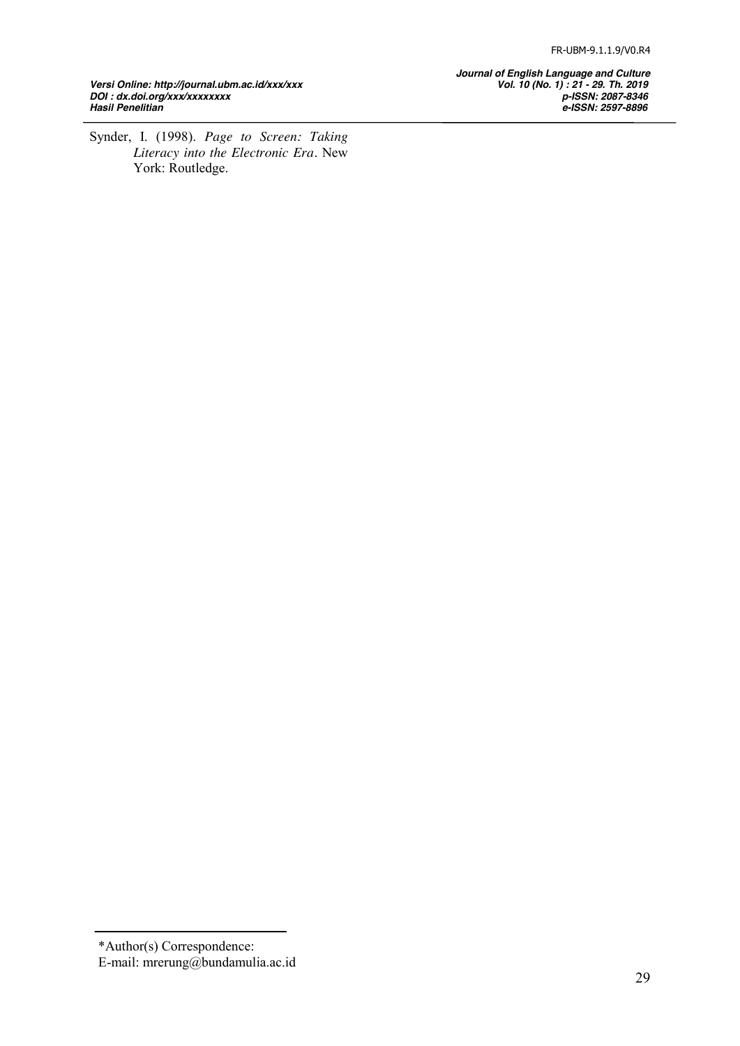Synder, I. (1998). *Page to Screen: Taking Literacy into the Electronic Era*. New York: Routledge.

---

*Author(s) Correspondence:
E-mail: mrerung@bundamulia.ac.id